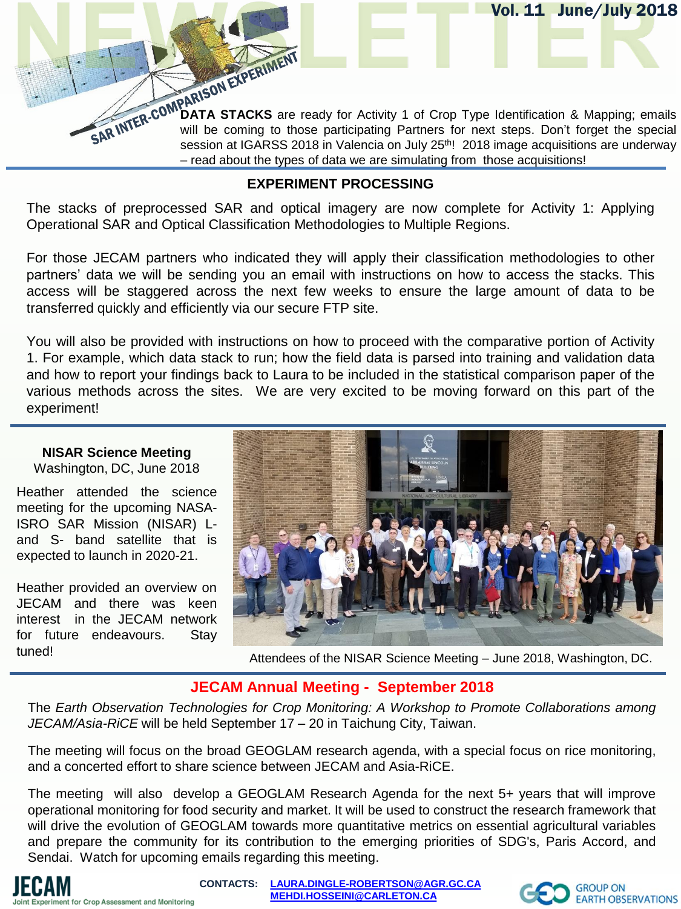# NEWSLETTER

**Vol. 11 June/July 2018**

## SAR INTER-COMPARISON EXPERIMENT

**DATA STACKS** are ready for Activity 1 of Crop Type Identification & Mapping; emails will be coming to those participating Partners for next steps. Don't forget the special session at IGARSS 2018 in Valencia on July 25th! 2018 image acquisitions are underway – read about the types of data we are simulating from those acquisitions!

## EXPERIMENT PROCESSING

The stacks of preprocessed SAR and optical imagery are now complete for Activity 1: Applying Operational SAR and Optical Classification Methodologies to Multiple Regions.

For those JECAM partners who indicated they will apply their classification methodologies to other partners' data we will be sending you an email with instructions on how to access the stacks. This access will be staggered across the next few weeks to ensure the large amount of data to be transferred quickly and efficiently via our secure FTP site.

You will also be provided with instructions on how to proceed with the comparative portion of Activity 1. For example, which data stack to run; how the field data is parsed into training and validation data and how to report your findings back to Laura to be included in the statistical comparison paper of the various methods across the sites. We are very excited to be moving forward on this part of the experiment!

### NISAR Science Meeting

Washington, DC, June 2018

Heather attended the science meeting for the upcoming NASA-ISRO SAR Mission (NISAR) L- and S- band satellite that is expected to launch in 2020-21.

Heather provided an overview on JECAM and there was keen interest in the JECAM network for future endeavours. Stay tuned!

Attendees of the NISAR Science Meeting – June 2018, Washington, DC.

## JECAM Annual Meeting - September 2018

The *Earth Observation Technologies for Crop Monitoring: A Workshop to Promote Collaborations among JECAM/Asia-RiCE* will be held September 17 – 20 in Taichung City, Taiwan.

The meeting will focus on the broad GEOGLAM research agenda, with a special focus on rice monitoring, and a concerted effort to share science between JECAM and Asia-RiCE.

The meeting will also develop a GEOGLAM Research Agenda for the next 5+ years that will improve operational monitoring for food security and market. It will be used to construct the research framework that will drive the evolution of GEOGLAM towards more quantitative metrics on essential agricultural variables and prepare the community for its contribution to the emerging priorities of SDG's, Paris Accord, and Sendai. Watch for upcoming emails regarding this meeting.

JECAM – Joint Experiment for Crop Assessment and Monitoring

**CONTACTS:** LAURA.DINGLE-ROBERTSON@AGR.GC.CA
MEHDI.HOSSEINI@CARLETON.CA

GEO – GROUP ON EARTH OBSERVATIONS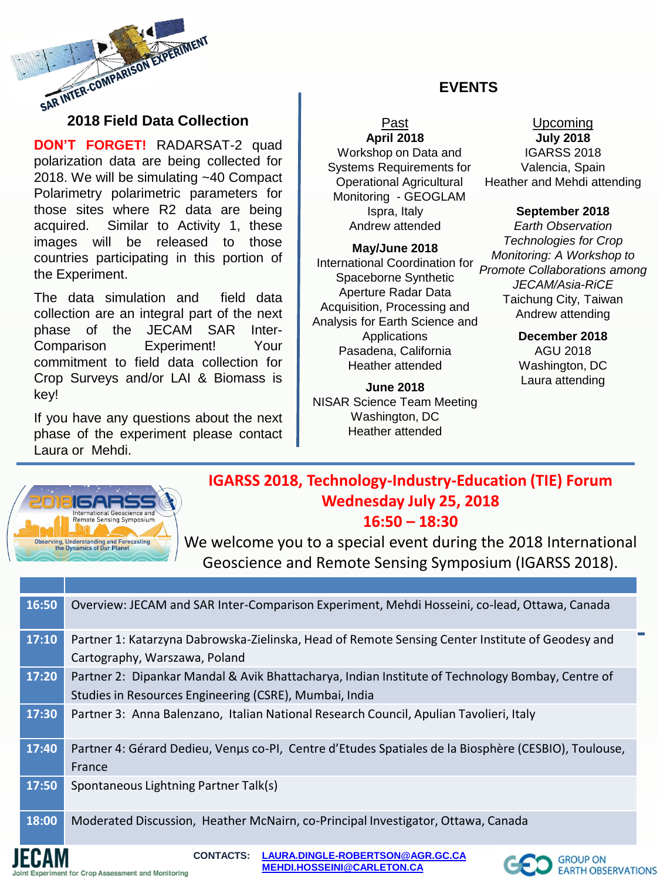SAR INTER-COMPARISON EXPERIMENT

## 2018 Field Data Collection

**DON'T FORGET!** RADARSAT-2 quad polarization data are being collected for 2018. We will be simulating ~40 Compact Polarimetry polarimetric parameters for those sites where R2 data are being acquired. Similar to Activity 1, these images will be released to those countries participating in this portion of the Experiment.

The data simulation and field data collection are an integral part of the next phase of the JECAM SAR Inter-Comparison Experiment! Your commitment to field data collection for Crop Surveys and/or LAI & Biomass is key!

If you have any questions about the next phase of the experiment please contact Laura or Mehdi.

## EVENTS

### Past

**April 2018**
Workshop on Data and Systems Requirements for Operational Agricultural Monitoring - GEOGLAM
Ispra, Italy
Andrew attended

**May/June 2018**
International Coordination for Spaceborne Synthetic Aperture Radar Data Acquisition, Processing and Analysis for Earth Science and Applications
Pasadena, California
Heather attended

**June 2018**
NISAR Science Team Meeting
Washington, DC
Heather attended

### Upcoming

**July 2018**
IGARSS 2018
Valencia, Spain
Heather and Mehdi attending

**September 2018**
*Earth Observation Technologies for Crop Monitoring: A Workshop to Promote Collaborations among JECAM/Asia-RiCE*
Taichung City, Taiwan
Andrew attending

**December 2018**
AGU 2018
Washington, DC
Laura attending

## IGARSS 2018, Technology-Industry-Education (TIE) Forum
## Wednesday July 25, 2018
## 16:50 – 18:30

We welcome you to a special event during the 2018 International Geoscience and Remote Sensing Symposium (IGARSS 2018).

| | |
|---|---|
| 16:50 | Overview: JECAM and SAR Inter-Comparison Experiment, Mehdi Hosseini, co-lead, Ottawa, Canada |
| 17:10 | Partner 1: Katarzyna Dabrowska-Zielinska, Head of Remote Sensing Center Institute of Geodesy and Cartography, Warszawa, Poland |
| 17:20 | Partner 2: Dipankar Mandal & Avik Bhattacharya, Indian Institute of Technology Bombay, Centre of Studies in Resources Engineering (CSRE), Mumbai, India |
| 17:30 | Partner 3: Anna Balenzano, Italian National Research Council, Apulian Tavolieri, Italy |
| 17:40 | Partner 4: Gérard Dedieu, Venμs co-PI, Centre d'Etudes Spatiales de la Biosphère (CESBIO), Toulouse, France |
| 17:50 | Spontaneous Lightning Partner Talk(s) |
| 18:00 | Moderated Discussion, Heather McNairn, co-Principal Investigator, Ottawa, Canada |

JECAM Joint Experiment for Crop Assessment and Monitoring

**CONTACTS:** LAURA.DINGLE-ROBERTSON@AGR.GC.CA
MEHDI.HOSSEINI@CARLETON.CA

GROUP ON EARTH OBSERVATIONS